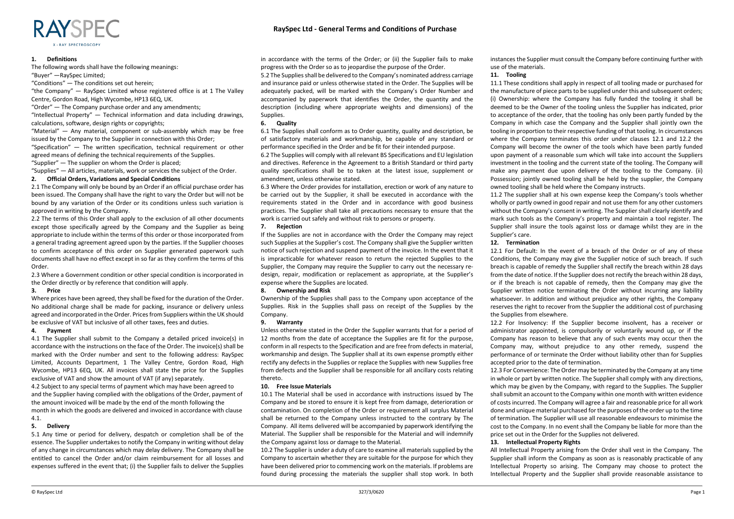# RaySpec Ltd - General Terms and Conditions of Purchase

## 1. Definitions

The following words shall have the following meanings:

"Buyer" —RaySpec Limited;

"Conditions" — The conditions set out herein;

"the Company" — RaySpec Limited whose registered office is at 1 The Valley Centre, Gordon Road, High Wycombe, HP13 6EQ, UK.

"Order" — The Company purchase order and any amendments;

"Intellectual Property" — Technical information and data including drawings, calculations, software, design rights or copyrights;

"Material" — Any material, component or sub-assembly which may be free issued by the Company to the Supplier in connection with this Order;

"Specification" — The written specification, technical requirement or other agreed means of defining the technical requirements of the Supplies.

"Supplier" — The supplier on whom the Order is placed;

"Supplies" — All articles, materials, work or services the subject of the Order.

## 2. Official Orders, Variations and Special Conditions

2.1 The Company will only be bound by an Order if an official purchase order has been issued. The Company shall have the right to vary the Order but will not be bound by any variation of the Order or its conditions unless such variation is approved in writing by the Company.

2.2 The terms of this Order shall apply to the exclusion of all other documents except those specifically agreed by the Company and the Supplier as being appropriate to include within the terms of this order or those incorporated from a general trading agreement agreed upon by the parties. If the Supplier chooses to confirm acceptance of this order on Supplier generated paperwork such documents shall have no effect except in so far as they confirm the terms of this Order.

2.3 Where a Government condition or other special condition is incorporated in the Order directly or by reference that condition will apply.

## 3. Price

Where prices have been agreed, they shall be fixed for the duration of the Order. No additional charge shall be made for packing, insurance or delivery unless agreed and incorporated in the Order. Prices from Suppliers within the UK should be exclusive of VAT but inclusive of all other taxes, fees and duties.

## 4. Payment

4.1 The Supplier shall submit to the Company a detailed priced invoice(s) in accordance with the instructions on the face of the Order. The invoice(s) shall be marked with the Order number and sent to the following address: RaySpec Limited, Accounts Department, 1 The Valley Centre, Gordon Road, High Wycombe, HP13 6EQ, UK. All invoices shall state the price for the Supplies exclusive of VAT and show the amount of VAT (if any) separately.

4.2 Subject to any special terms of payment which may have been agreed to and the Supplier having complied with the obligations of the Order, payment of the amount invoiced will be made by the end of the month following the month in which the goods are delivered and invoiced in accordance with clause 4.1.

## 5. Delivery

5.1 Any time or period for delivery, despatch or completion shall be of the essence. The Supplier undertakes to notify the Company in writing without delay of any change in circumstances which may delay delivery. The Company shall be entitled to cancel the Order and/or claim reimbursement for all losses and expenses suffered in the event that; (i) the Supplier fails to deliver the Supplies in accordance with the terms of the Order; or (ii) the Supplier fails to make progress with the Order so as to jeopardise the purpose of the Order.

5.2 The Supplies shall be delivered to the Company's nominated address carriage and insurance paid or unless otherwise stated in the Order. The Supplies will be adequately packed, will be marked with the Company's Order Number and accompanied by paperwork that identifies the Order, the quantity and the description (including where appropriate weights and dimensions) of the Supplies.

## 6. Quality

6.1 The Supplies shall conform as to Order quantity, quality and description, be of satisfactory materials and workmanship, be capable of any standard or performance specified in the Order and be fit for their intended purpose.

6.2 The Supplies will comply with all relevant BS Specifications and EU legislation and directives. Reference in the Agreement to a British Standard or third party quality specifications shall be to taken at the latest issue, supplement or amendment, unless otherwise stated.

6.3 Where the Order provides for installation, erection or work of any nature to be carried out by the Supplier, it shall be executed in accordance with the requirements stated in the Order and in accordance with good business practices. The Supplier shall take all precautions necessary to ensure that the work is carried out safely and without risk to persons or property.

## 7. Rejection

If the Supplies are not in accordance with the Order the Company may reject such Supplies at the Supplier's cost. The Company shall give the Supplier written notice of such rejection and suspend payment of the invoice. In the event that it is impracticable for whatever reason to return the rejected Supplies to the Supplier, the Company may require the Supplier to carry out the necessary re-design, repair, modification or replacement as appropriate, at the Supplier's expense where the Supplies are located.

## 8. Ownership and Risk

Ownership of the Supplies shall pass to the Company upon acceptance of the Supplies. Risk in the Supplies shall pass on receipt of the Supplies by the Company.

## 9. Warranty

Unless otherwise stated in the Order the Supplier warrants that for a period of 12 months from the date of acceptance the Supplies are fit for the purpose, conform in all respects to the Specification and are free from defects in material, workmanship and design. The Supplier shall at its own expense promptly either rectify any defects in the Supplies or replace the Supplies with new Supplies free from defects and the Supplier shall be responsible for all ancillary costs relating thereto.

## 10. Free Issue Materials

10.1 The Material shall be used in accordance with instructions issued by The Company and be stored to ensure it is kept free from damage, deterioration or contamination. On completion of the Order or requirement all surplus Material shall be returned to the Company unless instructed to the contrary by The Company. All items delivered will be accompanied by paperwork identifying the Material. The Supplier shall be responsible for the Material and will indemnify the Company against loss or damage to the Material.

10.2 The Supplier is under a duty of care to examine all materials supplied by the Company to ascertain whether they are suitable for the purpose for which they have been delivered prior to commencing work on the materials. If problems are found during processing the materials the supplier shall stop work. In both instances the Supplier must consult the Company before continuing further with use of the materials.

## 11. Tooling

11.1 These conditions shall apply in respect of all tooling made or purchased for the manufacture of piece parts to be supplied under this and subsequent orders; (i) Ownership: where the Company has fully funded the tooling it shall be deemed to be the Owner of the tooling unless the Supplier has indicated, prior to acceptance of the order, that the tooling has only been partly funded by the Company in which case the Company and the Supplier shall jointly own the tooling in proportion to their respective funding of that tooling. In circumstances where the Company terminates this order under clauses 12.1 and 12.2 the Company will become the owner of the tools which have been partly funded upon payment of a reasonable sum which will take into account the Suppliers investment in the tooling and the current state of the tooling. The Company will make any payment due upon delivery of the tooling to the Company. (ii) Possession; jointly owned tooling shall be held by the supplier, the Company owned tooling shall be held where the Company instructs.

11.2 The supplier shall at his own expense keep the Company's tools whether wholly or partly owned in good repair and not use them for any other customers without the Company's consent in writing. The Supplier shall clearly identify and mark such tools as the Company's property and maintain a tool register. The Supplier shall insure the tools against loss or damage whilst they are in the Supplier's care.

## 12. Termination

12.1 For Default: In the event of a breach of the Order or of any of these Conditions, the Company may give the Supplier notice of such breach. If such breach is capable of remedy the Supplier shall rectify the breach within 28 days from the date of notice. If the Supplier does not rectify the breach within 28 days, or if the breach is not capable of remedy, then the Company may give the Supplier written notice terminating the Order without incurring any liability whatsoever. In addition and without prejudice any other rights, the Company reserves the right to recover from the Supplier the additional cost of purchasing the Supplies from elsewhere.

12.2 For Insolvency: If the Supplier become insolvent, has a receiver or administrator appointed, is compulsorily or voluntarily wound up, or if the Company has reason to believe that any of such events may occur then the Company may, without prejudice to any other remedy, suspend the performance of or terminate the Order without liability other than for Supplies accepted prior to the date of termination.

12.3 For Convenience: The Order may be terminated by the Company at any time in whole or part by written notice. The Supplier shall comply with any directions, which may be given by the Company, with regard to the Supplies. The Supplier shall submit an account to the Company within one month with written evidence of costs incurred. The Company will agree a fair and reasonable price for all work done and unique material purchased for the purposes of the order up to the time of termination. The Supplier will use all reasonable endeavours to minimise the cost to the Company. In no event shall the Company be liable for more than the price set out in the Order for the Supplies not delivered.

## 13. Intellectual Property Rights

All Intellectual Property arising from the Order shall vest in the Company. The Supplier shall inform the Company as soon as is reasonably practicable of any Intellectual Property so arising. The Company may choose to protect the Intellectual Property and the Supplier shall provide reasonable assistance to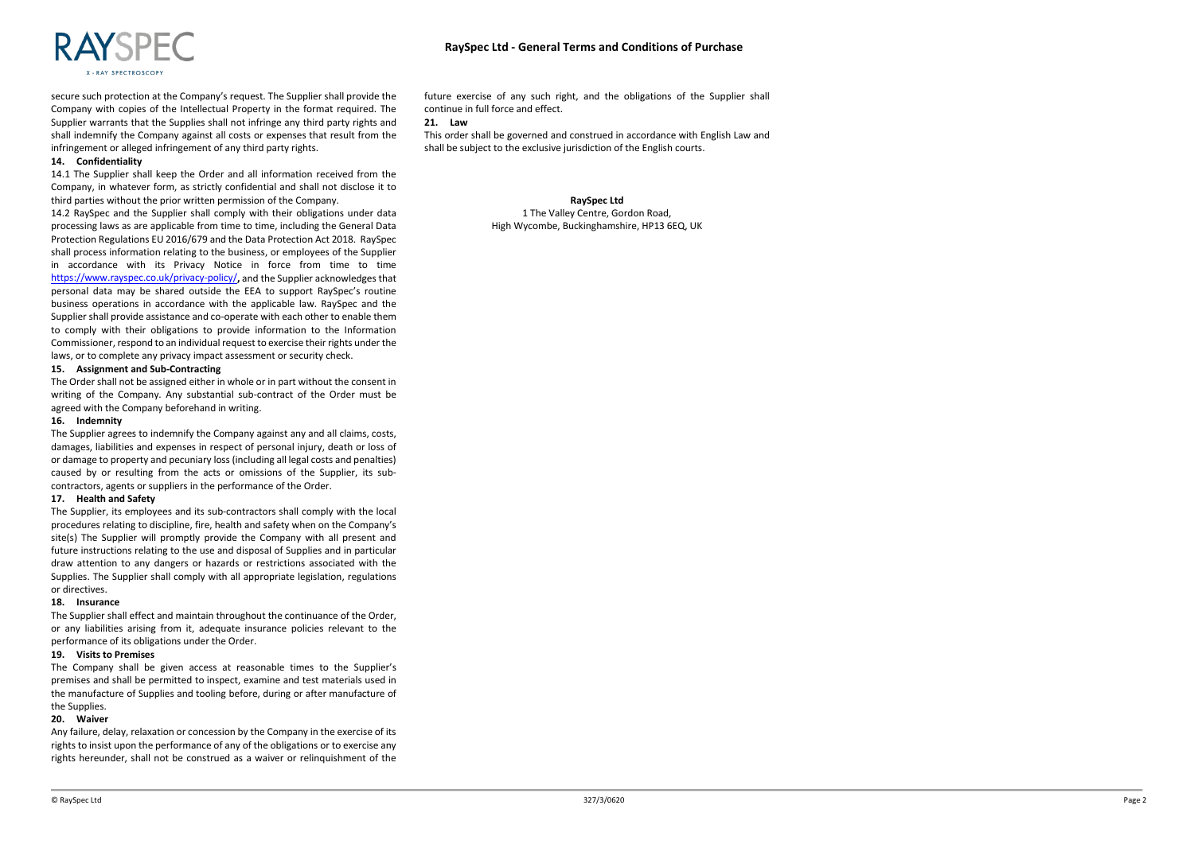secure such protection at the Company's request. The Supplier shall provide the Company with copies of the Intellectual Property in the format required. The Supplier warrants that the Supplies shall not infringe any third party rights and shall indemnify the Company against all costs or expenses that result from the infringement or alleged infringement of any third party rights.

**14. Confidentiality**

14.1 The Supplier shall keep the Order and all information received from the Company, in whatever form, as strictly confidential and shall not disclose it to third parties without the prior written permission of the Company.

14.2 RaySpec and the Supplier shall comply with their obligations under data processing laws as are applicable from time to time, including the General Data Protection Regulations EU 2016/679 and the Data Protection Act 2018. RaySpec shall process information relating to the business, or employees of the Supplier in accordance with its Privacy Notice in force from time to time https://www.rayspec.co.uk/privacy-policy/, and the Supplier acknowledges that personal data may be shared outside the EEA to support RaySpec's routine business operations in accordance with the applicable law. RaySpec and the Supplier shall provide assistance and co-operate with each other to enable them to comply with their obligations to provide information to the Information Commissioner, respond to an individual request to exercise their rights under the laws, or to complete any privacy impact assessment or security check.

**15. Assignment and Sub-Contracting**

The Order shall not be assigned either in whole or in part without the consent in writing of the Company. Any substantial sub-contract of the Order must be agreed with the Company beforehand in writing.

**16. Indemnity**

The Supplier agrees to indemnify the Company against any and all claims, costs, damages, liabilities and expenses in respect of personal injury, death or loss of or damage to property and pecuniary loss (including all legal costs and penalties) caused by or resulting from the acts or omissions of the Supplier, its sub-contractors, agents or suppliers in the performance of the Order.

**17. Health and Safety**

The Supplier, its employees and its sub-contractors shall comply with the local procedures relating to discipline, fire, health and safety when on the Company's site(s) The Supplier will promptly provide the Company with all present and future instructions relating to the use and disposal of Supplies and in particular draw attention to any dangers or hazards or restrictions associated with the Supplies. The Supplier shall comply with all appropriate legislation, regulations or directives.

**18. Insurance**

The Supplier shall effect and maintain throughout the continuance of the Order, or any liabilities arising from it, adequate insurance policies relevant to the performance of its obligations under the Order.

**19. Visits to Premises**

The Company shall be given access at reasonable times to the Supplier's premises and shall be permitted to inspect, examine and test materials used in the manufacture of Supplies and tooling before, during or after manufacture of the Supplies.

**20. Waiver**

Any failure, delay, relaxation or concession by the Company in the exercise of its rights to insist upon the performance of any of the obligations or to exercise any rights hereunder, shall not be construed as a waiver or relinquishment of the future exercise of any such right, and the obligations of the Supplier shall continue in full force and effect.

**21. Law**

This order shall be governed and construed in accordance with English Law and shall be subject to the exclusive jurisdiction of the English courts.

**RaySpec Ltd**
1 The Valley Centre, Gordon Road,
High Wycombe, Buckinghamshire, HP13 6EQ, UK